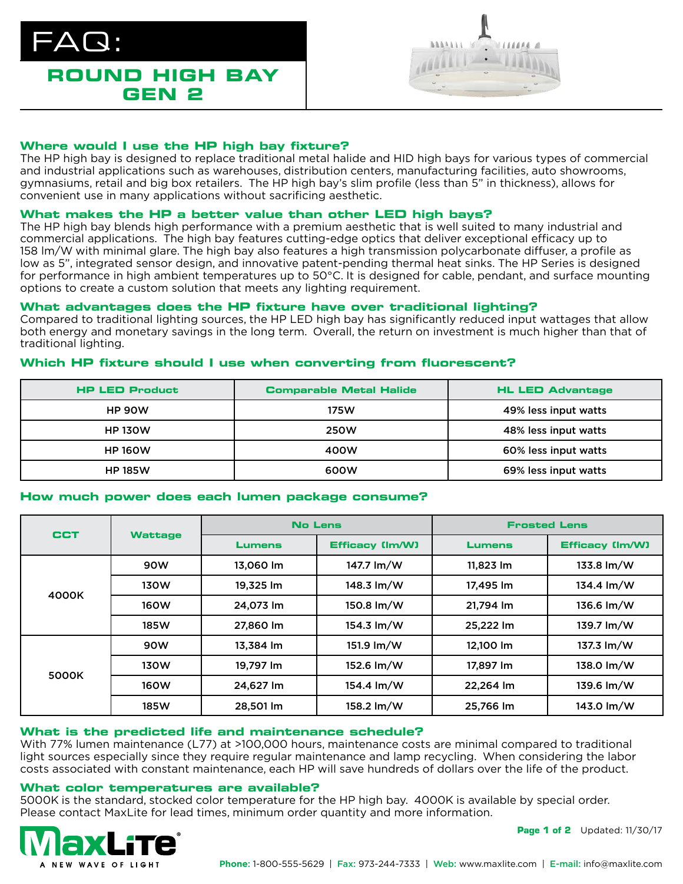# FAQ:

## ROUND HIGH BAY GEN 2

### Where would I use the HP high bay fixture?

The HP high bay is designed to replace traditional metal halide and HID high bays for various types of commercial and industrial applications such as warehouses, distribution centers, manufacturing facilities, auto showrooms, gymnasiums, retail and big box retailers. The HP high bay's slim profile (less than 5" in thickness), allows for convenient use in many applications without sacrificing aesthetic.

### What makes the HP a better value than other LED high bays?

The HP high bay blends high performance with a premium aesthetic that is well suited to many industrial and commercial applications. The high bay features cutting-edge optics that deliver exceptional efficacy up to 158 lm/W with minimal glare. The high bay also features a high transmission polycarbonate diffuser, a profile as low as 5", integrated sensor design, and innovative patent-pending thermal heat sinks. The HP Series is designed for performance in high ambient temperatures up to 50°C. It is designed for cable, pendant, and surface mounting options to create a custom solution that meets any lighting requirement.

### What advantages does the HP fixture have over traditional lighting?

Compared to traditional lighting sources, the HP LED high bay has significantly reduced input wattages that allow both energy and monetary savings in the long term. Overall, the return on investment is much higher than that of traditional lighting.

### Which HP fixture should I use when converting from fluorescent?

| HP LED Product | Comparable Metal Halide | HL LED Advantage |
|---|---|---|
| HP 90W | 175W | 49% less input watts |
| HP 130W | 250W | 48% less input watts |
| HP 160W | 400W | 60% less input watts |
| HP 185W | 600W | 69% less input watts |

### How much power does each lumen package consume?

| CCT | Wattage | No Lens | | Frosted Lens | |
|---|---|---|---|---|---|
| | | Lumens | Efficacy (lm/W) | Lumens | Efficacy (lm/W) |
| 4000K | 90W | 13,060 lm | 147.7 lm/W | 11,823 lm | 133.8 lm/W |
| | 130W | 19,325 lm | 148.3 lm/W | 17,495 lm | 134.4 lm/W |
| | 160W | 24,073 lm | 150.8 lm/W | 21,794 lm | 136.6 lm/W |
| | 185W | 27,860 lm | 154.3 lm/W | 25,222 lm | 139.7 lm/W |
| 5000K | 90W | 13,384 lm | 151.9 lm/W | 12,100 lm | 137.3 lm/W |
| | 130W | 19,797 lm | 152.6 lm/W | 17,897 lm | 138.0 lm/W |
| | 160W | 24,627 lm | 154.4 lm/W | 22,264 lm | 139.6 lm/W |
| | 185W | 28,501 lm | 158.2 lm/W | 25,766 lm | 143.0 lm/W |

### What is the predicted life and maintenance schedule?

With 77% lumen maintenance (L77) at >100,000 hours, maintenance costs are minimal compared to traditional light sources especially since they require regular maintenance and lamp recycling. When considering the labor costs associated with constant maintenance, each HP will save hundreds of dollars over the life of the product.

### What color temperatures are available?

5000K is the standard, stocked color temperature for the HP high bay. 4000K is available by special order. Please contact MaxLite for lead times, minimum order quantity and more information.

MaxLite® A NEW WAVE OF LIGHT

Updated: 11/30/17

**Phone:** 1-800-555-5629 | **Fax:** 973-244-7333 | **Web:** www.maxlite.com | **E-mail:** info@maxlite.com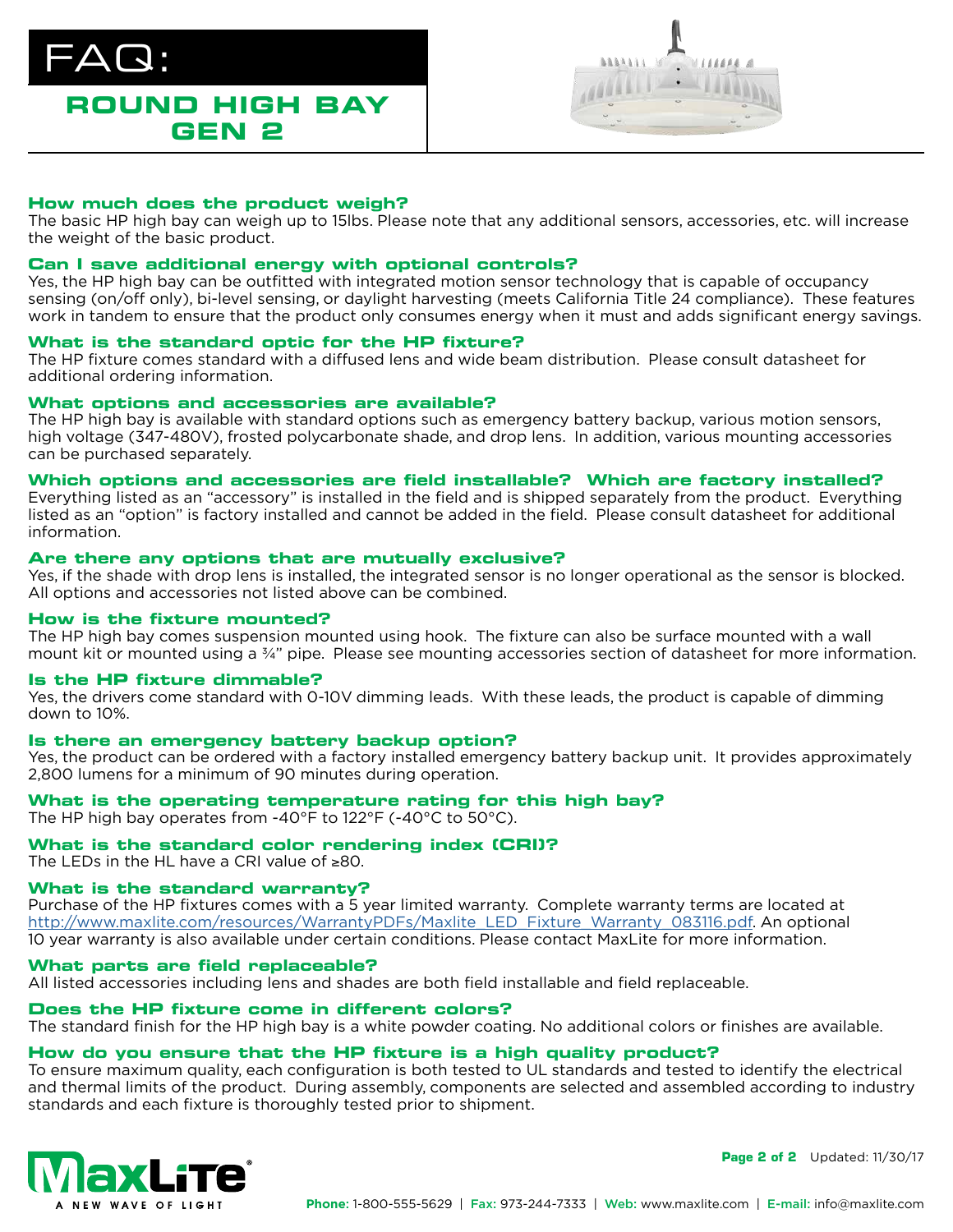# FAQ:

## ROUND HIGH BAY GEN 2

### How much does the product weigh?

The basic HP high bay can weigh up to 15lbs. Please note that any additional sensors, accessories, etc. will increase the weight of the basic product.

### Can I save additional energy with optional controls?

Yes, the HP high bay can be outfitted with integrated motion sensor technology that is capable of occupancy sensing (on/off only), bi-level sensing, or daylight harvesting (meets California Title 24 compliance). These features work in tandem to ensure that the product only consumes energy when it must and adds significant energy savings.

### What is the standard optic for the HP fixture?

The HP fixture comes standard with a diffused lens and wide beam distribution. Please consult datasheet for additional ordering information.

### What options and accessories are available?

The HP high bay is available with standard options such as emergency battery backup, various motion sensors, high voltage (347-480V), frosted polycarbonate shade, and drop lens. In addition, various mounting accessories can be purchased separately.

### Which options and accessories are field installable? Which are factory installed?

Everything listed as an "accessory" is installed in the field and is shipped separately from the product. Everything listed as an "option" is factory installed and cannot be added in the field. Please consult datasheet for additional information.

### Are there any options that are mutually exclusive?

Yes, if the shade with drop lens is installed, the integrated sensor is no longer operational as the sensor is blocked. All options and accessories not listed above can be combined.

### How is the fixture mounted?

The HP high bay comes suspension mounted using hook. The fixture can also be surface mounted with a wall mount kit or mounted using a ¾" pipe. Please see mounting accessories section of datasheet for more information.

### Is the HP fixture dimmable?

Yes, the drivers come standard with 0-10V dimming leads. With these leads, the product is capable of dimming down to 10%.

### Is there an emergency battery backup option?

Yes, the product can be ordered with a factory installed emergency battery backup unit. It provides approximately 2,800 lumens for a minimum of 90 minutes during operation.

### What is the operating temperature rating for this high bay?

The HP high bay operates from -40°F to 122°F (-40°C to 50°C).

### What is the standard color rendering index (CRI)?

The LEDs in the HL have a CRI value of ≥80.

### What is the standard warranty?

Purchase of the HP fixtures comes with a 5 year limited warranty. Complete warranty terms are located at http://www.maxlite.com/resources/WarrantyPDFs/Maxlite_LED_Fixture_Warranty_083116.pdf. An optional 10 year warranty is also available under certain conditions. Please contact MaxLite for more information.

### What parts are field replaceable?

All listed accessories including lens and shades are both field installable and field replaceable.

### Does the HP fixture come in different colors?

The standard finish for the HP high bay is a white powder coating. No additional colors or finishes are available.

### How do you ensure that the HP fixture is a high quality product?

To ensure maximum quality, each configuration is both tested to UL standards and tested to identify the electrical and thermal limits of the product. During assembly, components are selected and assembled according to industry standards and each fixture is thoroughly tested prior to shipment.

MaxLite — A NEW WAVE OF LIGHT

Updated: 11/30/17

**Phone:** 1-800-555-5629 | **Fax:** 973-244-7333 | **Web:** www.maxlite.com | **E-mail:** info@maxlite.com